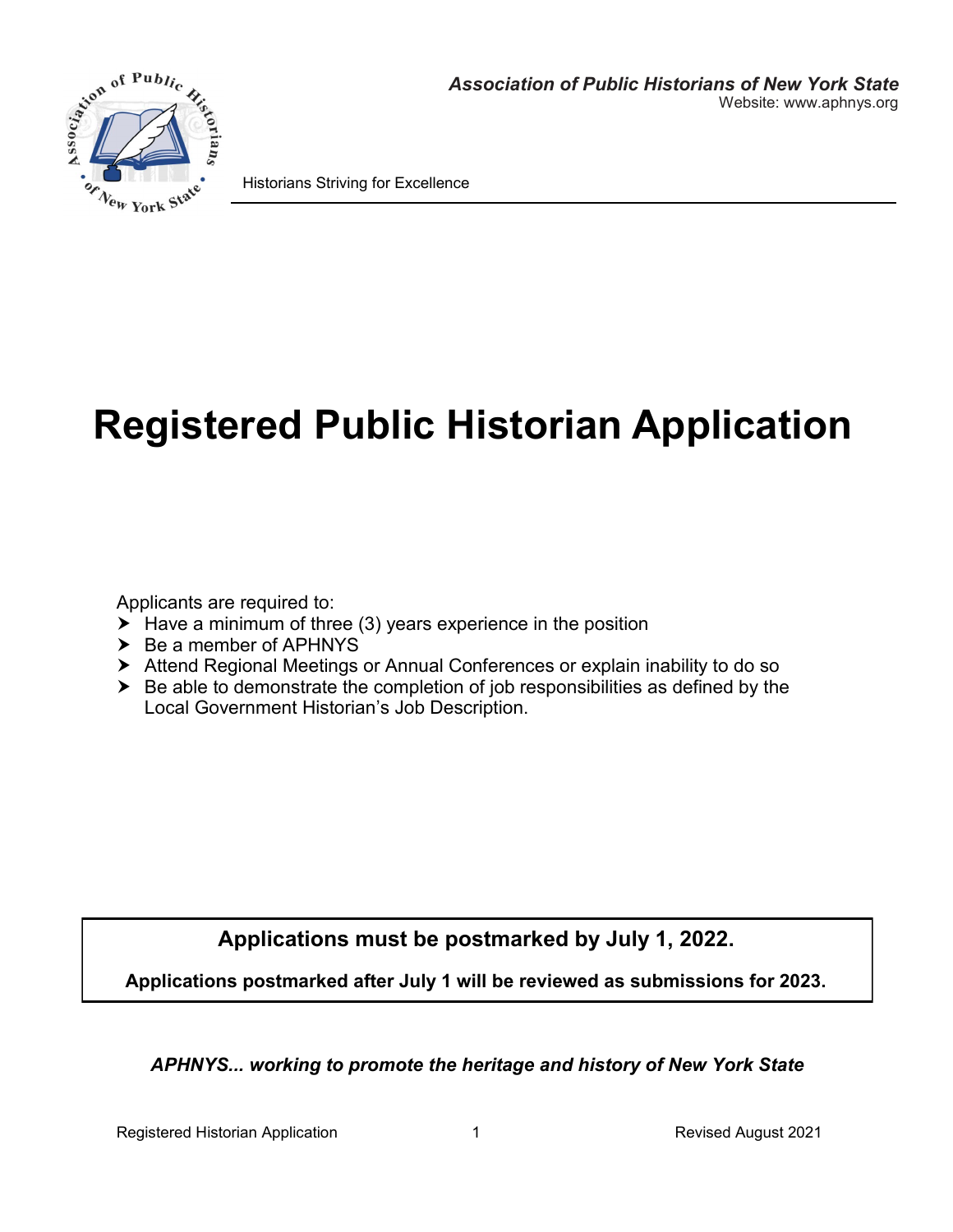***Association of Public Historians of New York State***
Website: www.aphnys.org

Historians Striving for Excellence

# Registered Public Historian Application

Applicants are required to:

- Have a minimum of three (3) years experience in the position
- Be a member of APHNYS
- Attend Regional Meetings or Annual Conferences or explain inability to do so
- Be able to demonstrate the completion of job responsibilities as defined by the Local Government Historian's Job Description.

**Applications must be postmarked by July 1, 2022.**

**Applications postmarked after July 1 will be reviewed as submissions for 2023.**

***APHNYS... working to promote the heritage and history of New York State***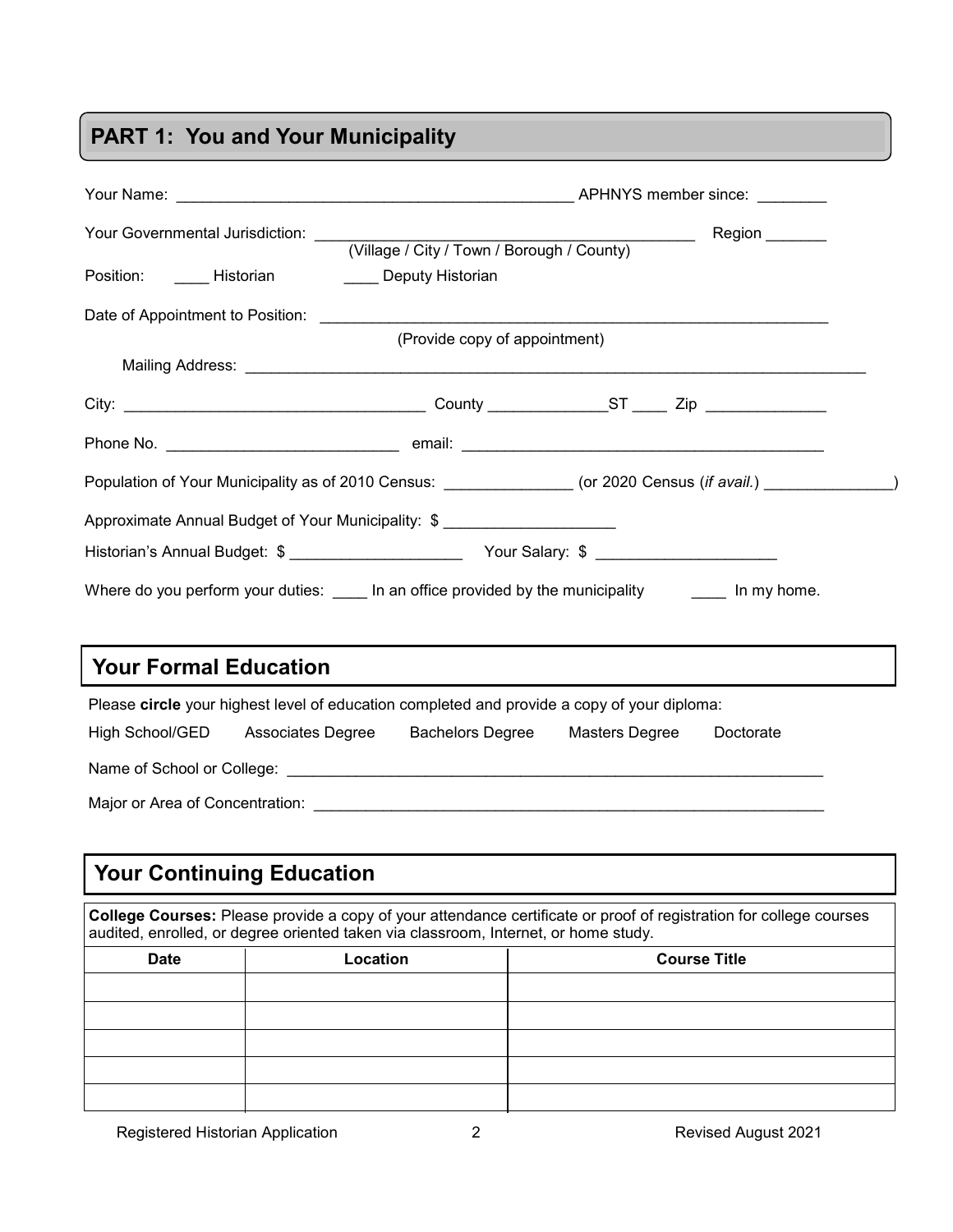## PART 1: You and Your Municipality

Your Name: _______________________________________________ APHNYS member since: ________

Your Governmental Jurisdiction: __________________________________________ Region _______
(Village / City / Town / Borough / County)

Position: ____ Historian ____ Deputy Historian

Date of Appointment to Position: ____________________________________________________________
(Provide copy of appointment)

Mailing Address: ___________________________________________________________________________

City: __________________________________ County ______________ST ____ Zip ______________

Phone No. __________________________ email: __________________________________________

Population of Your Municipality as of 2010 Census: ______________ (or 2020 Census (*if avail.*) ______________)

Approximate Annual Budget of Your Municipality: $ ____________________

Historian's Annual Budget: $ ____________________ Your Salary: $ ____________________

Where do you perform your duties: ____ In an office provided by the municipality ____ In my home.

## Your Formal Education

Please **circle** your highest level of education completed and provide a copy of your diploma:

High School/GED Associates Degree Bachelors Degree Masters Degree Doctorate

Name of School or College: ________________________________________________________________

Major or Area of Concentration: ____________________________________________________________

## Your Continuing Education

**College Courses:** Please provide a copy of your attendance certificate or proof of registration for college courses audited, enrolled, or degree oriented taken via classroom, Internet, or home study.

| Date | Location | Course Title |
|---|---|---|
| | | |
| | | |
| | | |
| | | |
| | | |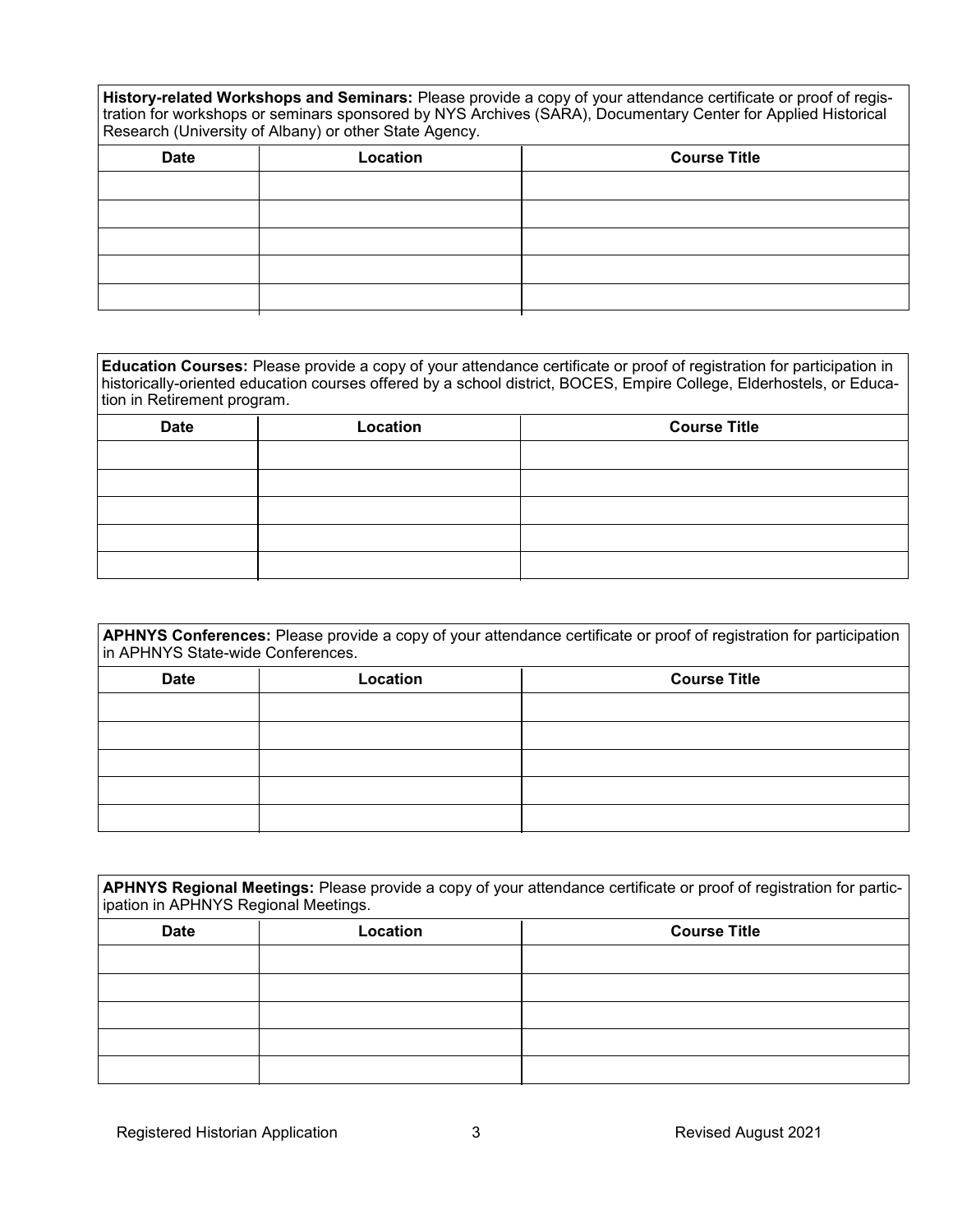**History-related Workshops and Seminars:** Please provide a copy of your attendance certificate or proof of registration for workshops or seminars sponsored by NYS Archives (SARA), Documentary Center for Applied Historical Research (University of Albany) or other State Agency.

| Date | Location | Course Title |
|---|---|---|
| | | |
| | | |
| | | |
| | | |
| | | |

**Education Courses:** Please provide a copy of your attendance certificate or proof of registration for participation in historically-oriented education courses offered by a school district, BOCES, Empire College, Elderhostels, or Education in Retirement program.

| Date | Location | Course Title |
|---|---|---|
| | | |
| | | |
| | | |
| | | |
| | | |

**APHNYS Conferences:** Please provide a copy of your attendance certificate or proof of registration for participation in APHNYS State-wide Conferences.

| Date | Location | Course Title |
|---|---|---|
| | | |
| | | |
| | | |
| | | |
| | | |

**APHNYS Regional Meetings:** Please provide a copy of your attendance certificate or proof of registration for participation in APHNYS Regional Meetings.

| Date | Location | Course Title |
|---|---|---|
| | | |
| | | |
| | | |
| | | |
| | | |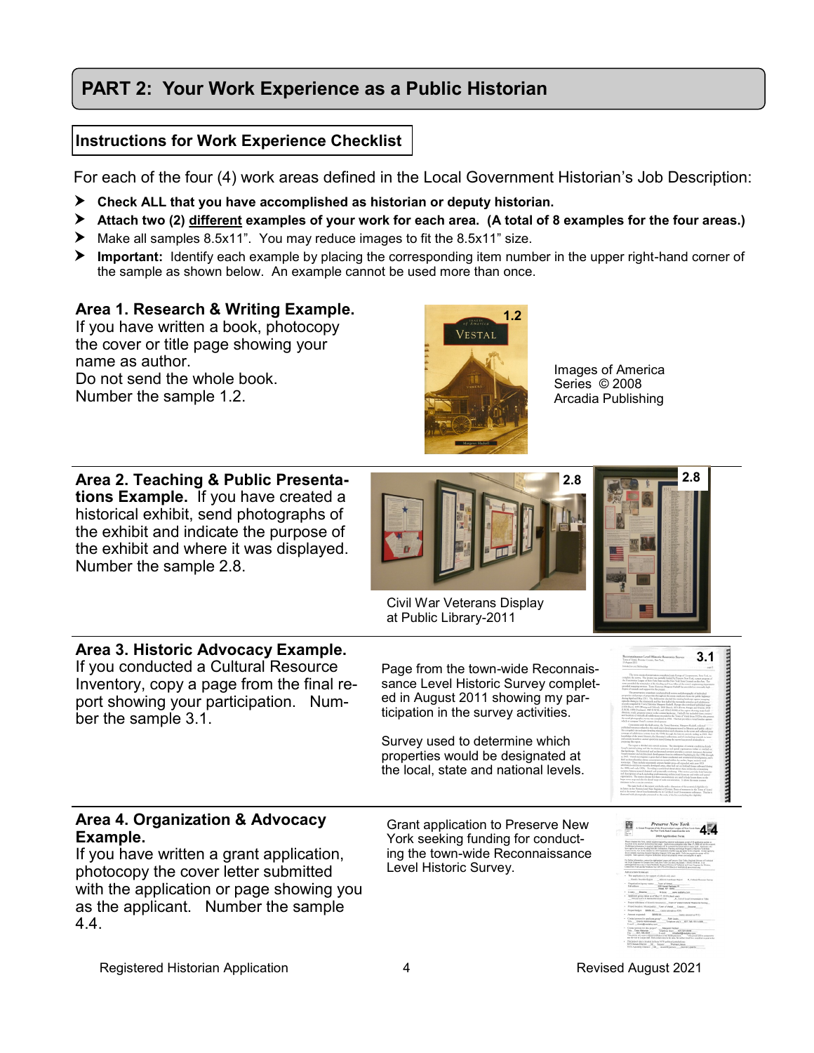# PART 2: Your Work Experience as a Public Historian

## Instructions for Work Experience Checklist

For each of the four (4) work areas defined in the Local Government Historian's Job Description:

- **Check ALL that you have accomplished as historian or deputy historian.**
- **Attach two (2) different examples of your work for each area. (A total of 8 examples for the four areas.)**
- Make all samples 8.5x11". You may reduce images to fit the 8.5x11" size.
- **Important:** Identify each example by placing the corresponding item number in the upper right-hand corner of the sample as shown below. An example cannot be used more than once.

**Area 1. Research & Writing Example.**
If you have written a book, photocopy the cover or title page showing your name as author.
Do not send the whole book.
Number the sample 1.2.

Images of America Series © 2008 Arcadia Publishing

**Area 2. Teaching & Public Presentations Example.** If you have created a historical exhibit, send photographs of the exhibit and indicate the purpose of the exhibit and where it was displayed. Number the sample 2.8.

Civil War Veterans Display at Public Library-2011

**Area 3. Historic Advocacy Example.**
If you conducted a Cultural Resource Inventory, copy a page from the final report showing your participation. Number the sample 3.1.

Page from the town-wide Reconnaissance Level Historic Survey completed in August 2011 showing my participation in the survey activities.

Survey used to determine which properties would be designated at the local, state and national levels.

**Area 4. Organization & Advocacy Example.**
If you have written a grant application, photocopy the cover letter submitted with the application or page showing you as the applicant. Number the sample 4.4.

Grant application to Preserve New York seeking funding for conducting the town-wide Reconnaissance Level Historic Survey.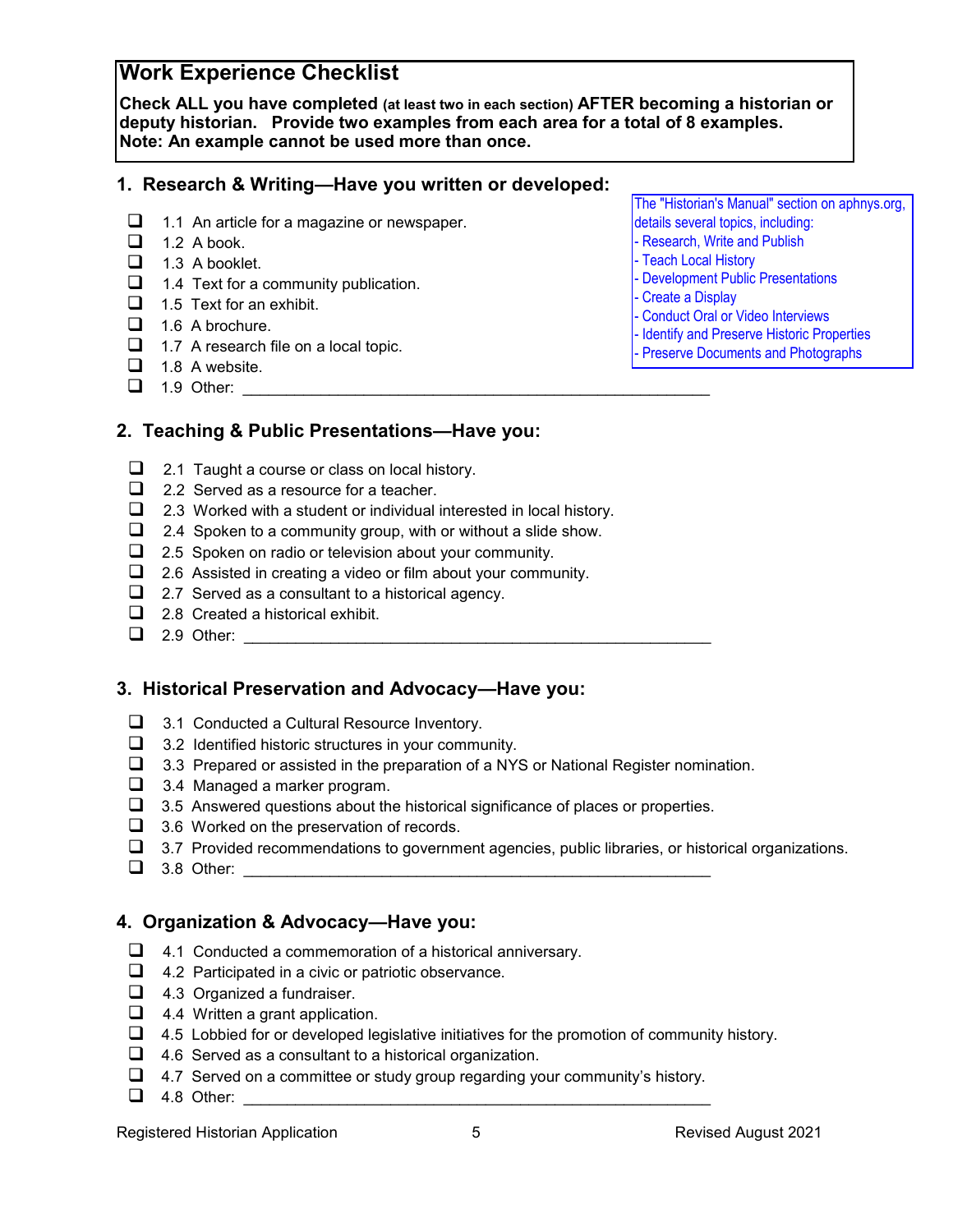## Work Experience Checklist

**Check ALL you have completed** (at least two in each section) **AFTER becoming a historian or deputy historian. Provide two examples from each area for a total of 8 examples.**
**Note: An example cannot be used more than once.**

### 1. Research & Writing—Have you written or developed:

The "Historian's Manual" section on aphnys.org, details several topics, including:
- Research, Write and Publish
- Teach Local History
- Development Public Presentations
- Create a Display
- Conduct Oral or Video Interviews
- Identify and Preserve Historic Properties
- Preserve Documents and Photographs

- ☐ 1.1 An article for a magazine or newspaper.
- ☐ 1.2 A book.
- ☐ 1.3 A booklet.
- ☐ 1.4 Text for a community publication.
- ☐ 1.5 Text for an exhibit.
- ☐ 1.6 A brochure.
- ☐ 1.7 A research file on a local topic.
- ☐ 1.8 A website.
- ☐ 1.9 Other: ______________________________________________________

### 2. Teaching & Public Presentations—Have you:

- ☐ 2.1 Taught a course or class on local history.
- ☐ 2.2 Served as a resource for a teacher.
- ☐ 2.3 Worked with a student or individual interested in local history.
- ☐ 2.4 Spoken to a community group, with or without a slide show.
- ☐ 2.5 Spoken on radio or television about your community.
- ☐ 2.6 Assisted in creating a video or film about your community.
- ☐ 2.7 Served as a consultant to a historical agency.
- ☐ 2.8 Created a historical exhibit.
- ☐ 2.9 Other: ______________________________________________________

### 3. Historical Preservation and Advocacy—Have you:

- ☐ 3.1 Conducted a Cultural Resource Inventory.
- ☐ 3.2 Identified historic structures in your community.
- ☐ 3.3 Prepared or assisted in the preparation of a NYS or National Register nomination.
- ☐ 3.4 Managed a marker program.
- ☐ 3.5 Answered questions about the historical significance of places or properties.
- ☐ 3.6 Worked on the preservation of records.
- ☐ 3.7 Provided recommendations to government agencies, public libraries, or historical organizations.
- ☐ 3.8 Other: ______________________________________________________

### 4. Organization & Advocacy—Have you:

- ☐ 4.1 Conducted a commemoration of a historical anniversary.
- ☐ 4.2 Participated in a civic or patriotic observance.
- ☐ 4.3 Organized a fundraiser.
- ☐ 4.4 Written a grant application.
- ☐ 4.5 Lobbied for or developed legislative initiatives for the promotion of community history.
- ☐ 4.6 Served as a consultant to a historical organization.
- ☐ 4.7 Served on a committee or study group regarding your community's history.
- ☐ 4.8 Other: ______________________________________________________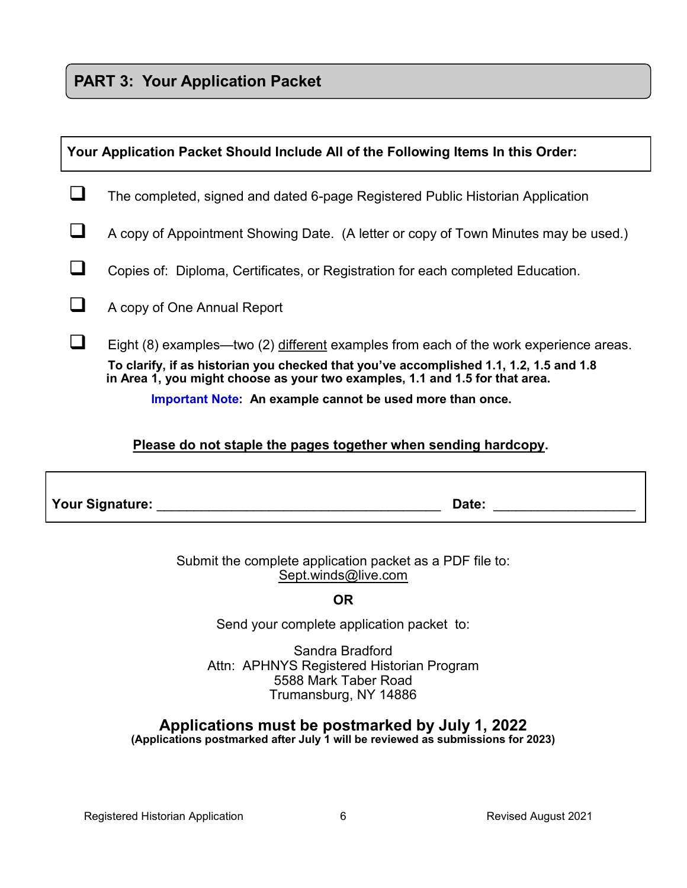## PART 3: Your Application Packet

**Your Application Packet Should Include All of the Following Items In this Order:**

- ☐ The completed, signed and dated 6-page Registered Public Historian Application
- ☐ A copy of Appointment Showing Date. (A letter or copy of Town Minutes may be used.)
- ☐ Copies of: Diploma, Certificates, or Registration for each completed Education.
- ☐ A copy of One Annual Report
- ☐ Eight (8) examples—two (2) different examples from each of the work experience areas.

  **To clarify, if as historian you checked that you've accomplished 1.1, 1.2, 1.5 and 1.8 in Area 1, you might choose as your two examples, 1.1 and 1.5 for that area.**

  **Important Note: An example cannot be used more than once.**

**Please do not staple the pages together when sending hardcopy.**

**Your Signature:** ______________________________________ **Date:** __________________

Submit the complete application packet as a PDF file to:
Sept.winds@live.com

**OR**

Send your complete application packet to:

Sandra Bradford
Attn: APHNYS Registered Historian Program
5588 Mark Taber Road
Trumansburg, NY 14886

**Applications must be postmarked by July 1, 2022**
**(Applications postmarked after July 1 will be reviewed as submissions for 2023)**

Registered Historian Application — Revised August 2021